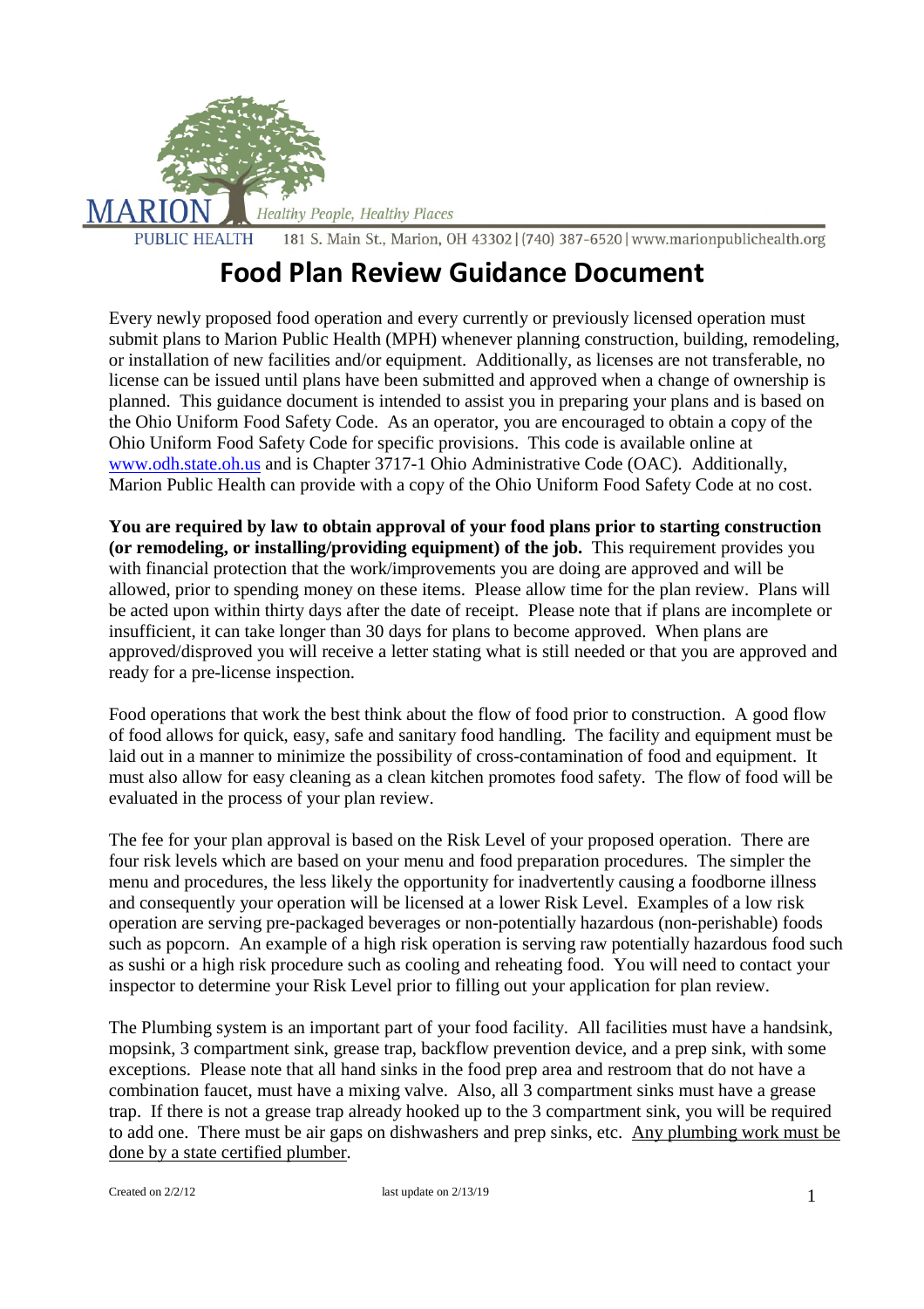MARION PUBLIC HEALTH *Healthy People, Healthy Places*

181 S. Main St., Marion, OH 43302 | (740) 387-6520 | www.marionpublichealth.org

# Food Plan Review Guidance Document

Every newly proposed food operation and every currently or previously licensed operation must submit plans to Marion Public Health (MPH) whenever planning construction, building, remodeling, or installation of new facilities and/or equipment. Additionally, as licenses are not transferable, no license can be issued until plans have been submitted and approved when a change of ownership is planned. This guidance document is intended to assist you in preparing your plans and is based on the Ohio Uniform Food Safety Code. As an operator, you are encouraged to obtain a copy of the Ohio Uniform Food Safety Code for specific provisions. This code is available online at www.odh.state.oh.us and is Chapter 3717-1 Ohio Administrative Code (OAC). Additionally, Marion Public Health can provide with a copy of the Ohio Uniform Food Safety Code at no cost.

**You are required by law to obtain approval of your food plans prior to starting construction (or remodeling, or installing/providing equipment) of the job.** This requirement provides you with financial protection that the work/improvements you are doing are approved and will be allowed, prior to spending money on these items. Please allow time for the plan review. Plans will be acted upon within thirty days after the date of receipt. Please note that if plans are incomplete or insufficient, it can take longer than 30 days for plans to become approved. When plans are approved/disproved you will receive a letter stating what is still needed or that you are approved and ready for a pre-license inspection.

Food operations that work the best think about the flow of food prior to construction. A good flow of food allows for quick, easy, safe and sanitary food handling. The facility and equipment must be laid out in a manner to minimize the possibility of cross-contamination of food and equipment. It must also allow for easy cleaning as a clean kitchen promotes food safety. The flow of food will be evaluated in the process of your plan review.

The fee for your plan approval is based on the Risk Level of your proposed operation. There are four risk levels which are based on your menu and food preparation procedures. The simpler the menu and procedures, the less likely the opportunity for inadvertently causing a foodborne illness and consequently your operation will be licensed at a lower Risk Level. Examples of a low risk operation are serving pre-packaged beverages or non-potentially hazardous (non-perishable) foods such as popcorn. An example of a high risk operation is serving raw potentially hazardous food such as sushi or a high risk procedure such as cooling and reheating food. You will need to contact your inspector to determine your Risk Level prior to filling out your application for plan review.

The Plumbing system is an important part of your food facility. All facilities must have a handsink, mopsink, 3 compartment sink, grease trap, backflow prevention device, and a prep sink, with some exceptions. Please note that all hand sinks in the food prep area and restroom that do not have a combination faucet, must have a mixing valve. Also, all 3 compartment sinks must have a grease trap. If there is not a grease trap already hooked up to the 3 compartment sink, you will be required to add one. There must be air gaps on dishwashers and prep sinks, etc. <u>Any plumbing work must be done by a state certified plumber</u>.

Created on 2/2/12 last update on 2/13/19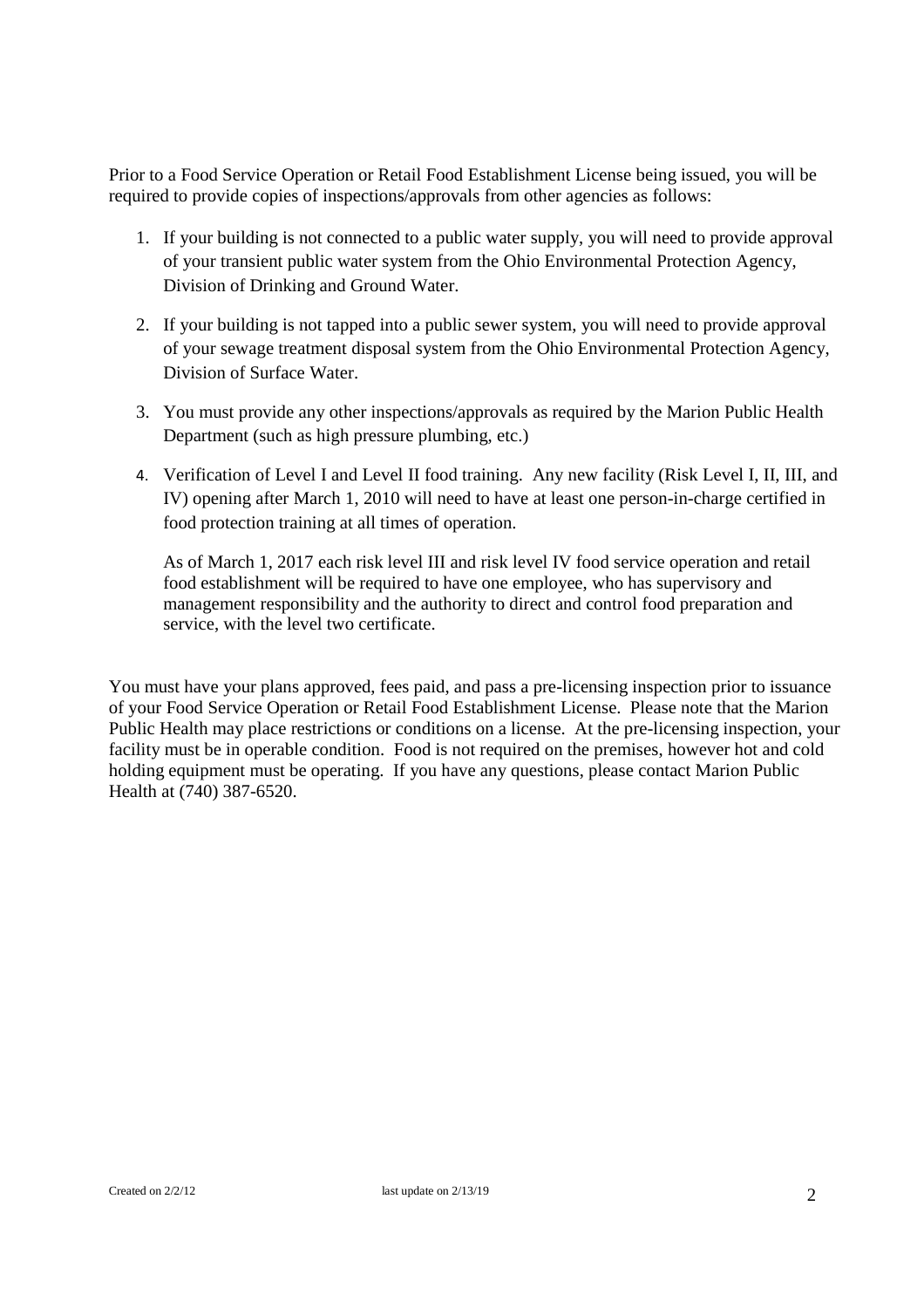Prior to a Food Service Operation or Retail Food Establishment License being issued, you will be required to provide copies of inspections/approvals from other agencies as follows:

1. If your building is not connected to a public water supply, you will need to provide approval of your transient public water system from the Ohio Environmental Protection Agency, Division of Drinking and Ground Water.

2. If your building is not tapped into a public sewer system, you will need to provide approval of your sewage treatment disposal system from the Ohio Environmental Protection Agency, Division of Surface Water.

3. You must provide any other inspections/approvals as required by the Marion Public Health Department (such as high pressure plumbing, etc.)

4. Verification of Level I and Level II food training. Any new facility (Risk Level I, II, III, and IV) opening after March 1, 2010 will need to have at least one person-in-charge certified in food protection training at all times of operation.

   As of March 1, 2017 each risk level III and risk level IV food service operation and retail food establishment will be required to have one employee, who has supervisory and management responsibility and the authority to direct and control food preparation and service, with the level two certificate.

You must have your plans approved, fees paid, and pass a pre-licensing inspection prior to issuance of your Food Service Operation or Retail Food Establishment License. Please note that the Marion Public Health may place restrictions or conditions on a license. At the pre-licensing inspection, your facility must be in operable condition. Food is not required on the premises, however hot and cold holding equipment must be operating. If you have any questions, please contact Marion Public Health at (740) 387-6520.

Created on 2/2/12 last update on 2/13/19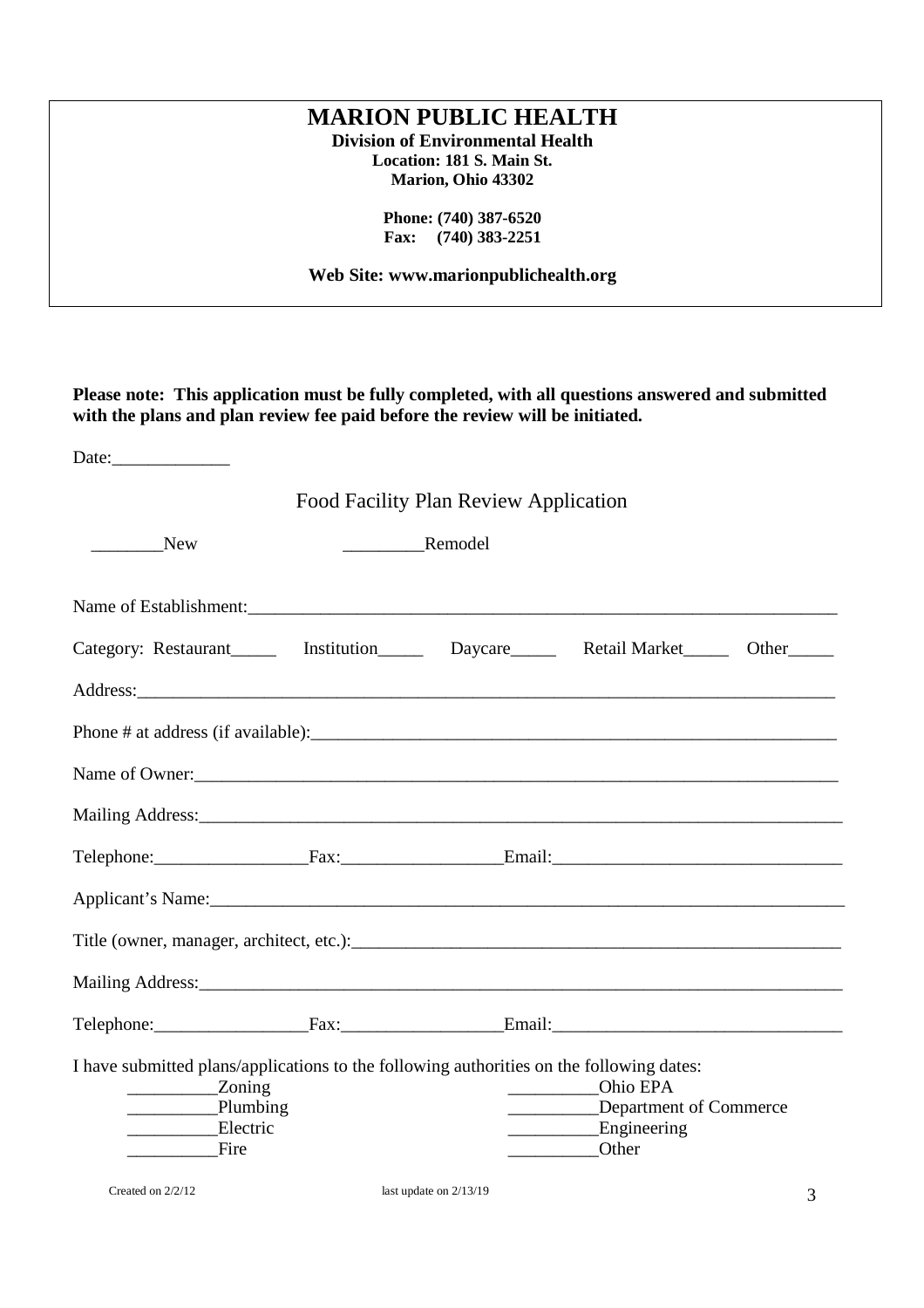# MARION PUBLIC HEALTH

**Division of Environmental Health**
**Location: 181 S. Main St.**
**Marion, Ohio 43302**

**Phone: (740) 387-6520**
**Fax: (740) 383-2251**

**Web Site: www.marionpublichealth.org**

**Please note: This application must be fully completed, with all questions answered and submitted with the plans and plan review fee paid before the review will be initiated.**

Date:_____________

## Food Facility Plan Review Application

________New                _________Remodel

Name of Establishment:_______________________________________________________________________

Category: Restaurant_____ Institution_____ Daycare_____ Retail Market_____ Other_____

Address:_______________________________________________________________________________

Phone # at address (if available):_______________________________________________________________

Name of Owner:__________________________________________________________________________

Mailing Address:_________________________________________________________________________

Telephone:_________________Fax:_________________Email:________________________________

Applicant's Name:_________________________________________________________________________

Title (owner, manager, architect, etc.):____________________________________________________

Mailing Address:_________________________________________________________________________

Telephone:_________________Fax:_________________Email:________________________________

I have submitted plans/applications to the following authorities on the following dates:

__________Zoning
__________Plumbing
__________Electric
__________Fire
__________Ohio EPA
__________Department of Commerce
__________Engineering
__________Other

Created on 2/2/12        last update on 2/13/19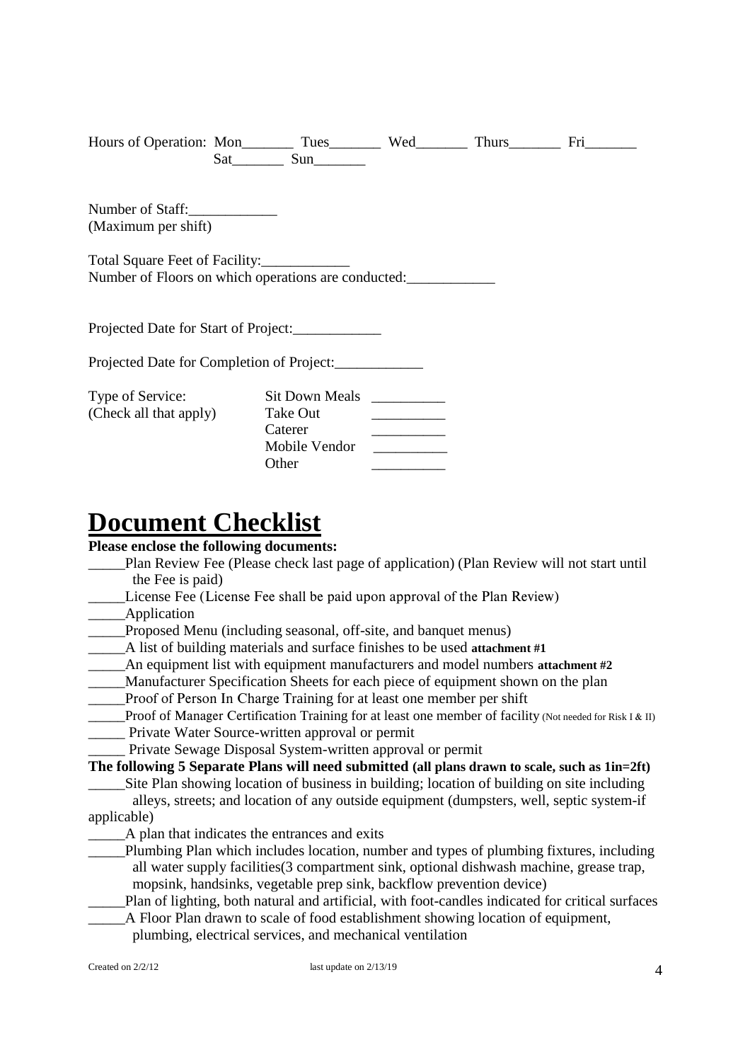Hours of Operation: Mon_______ Tues_______ Wed_______ Thurs_______ Fri_______
Sat_______ Sun_______

Number of Staff:____________
(Maximum per shift)

Total Square Feet of Facility:____________
Number of Floors on which operations are conducted:____________

Projected Date for Start of Project:____________

Projected Date for Completion of Project:____________

| Type of Service: (Check all that apply) | | |
|---|---|---|
| | Sit Down Meals | __________ |
| | Take Out | __________ |
| | Caterer | __________ |
| | Mobile Vendor | __________ |
| | Other | __________ |

# Document Checklist

**Please enclose the following documents:**

_____Plan Review Fee (Please check last page of application) (Plan Review will not start until the Fee is paid)
_____License Fee (License Fee shall be paid upon approval of the Plan Review)
_____Application
_____Proposed Menu (including seasonal, off-site, and banquet menus)
_____A list of building materials and surface finishes to be used **attachment #1**
_____An equipment list with equipment manufacturers and model numbers **attachment #2**
_____Manufacturer Specification Sheets for each piece of equipment shown on the plan
_____Proof of Person In Charge Training for at least one member per shift
_____Proof of Manager Certification Training for at least one member of facility (Not needed for Risk I & II)
_____ Private Water Source-written approval or permit
_____ Private Sewage Disposal System-written approval or permit

**The following 5 Separate Plans will need submitted (all plans drawn to scale, such as 1in=2ft)**

_____Site Plan showing location of business in building; location of building on site including alleys, streets; and location of any outside equipment (dumpsters, well, septic system-if applicable)
_____A plan that indicates the entrances and exits
_____Plumbing Plan which includes location, number and types of plumbing fixtures, including all water supply facilities(3 compartment sink, optional dishwash machine, grease trap, mopsink, handsinks, vegetable prep sink, backflow prevention device)
_____Plan of lighting, both natural and artificial, with foot-candles indicated for critical surfaces
_____A Floor Plan drawn to scale of food establishment showing location of equipment, plumbing, electrical services, and mechanical ventilation

Created on 2/2/12 last update on 2/13/19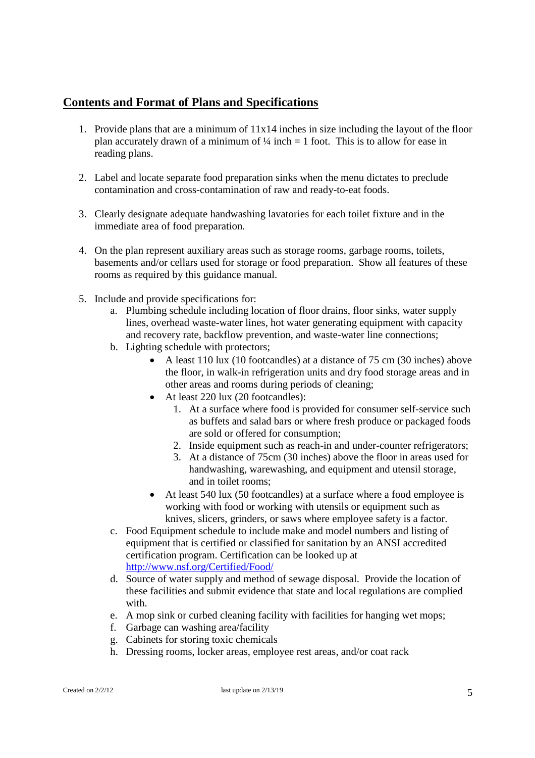## Contents and Format of Plans and Specifications

1. Provide plans that are a minimum of 11x14 inches in size including the layout of the floor plan accurately drawn of a minimum of ¼ inch = 1 foot. This is to allow for ease in reading plans.

2. Label and locate separate food preparation sinks when the menu dictates to preclude contamination and cross-contamination of raw and ready-to-eat foods.

3. Clearly designate adequate handwashing lavatories for each toilet fixture and in the immediate area of food preparation.

4. On the plan represent auxiliary areas such as storage rooms, garbage rooms, toilets, basements and/or cellars used for storage or food preparation. Show all features of these rooms as required by this guidance manual.

5. Include and provide specifications for:
   a. Plumbing schedule including location of floor drains, floor sinks, water supply lines, overhead waste-water lines, hot water generating equipment with capacity and recovery rate, backflow prevention, and waste-water line connections;
   b. Lighting schedule with protectors;
      - A least 110 lux (10 footcandles) at a distance of 75 cm (30 inches) above the floor, in walk-in refrigeration units and dry food storage areas and in other areas and rooms during periods of cleaning;
      - At least 220 lux (20 footcandles):
        1. At a surface where food is provided for consumer self-service such as buffets and salad bars or where fresh produce or packaged foods are sold or offered for consumption;
        2. Inside equipment such as reach-in and under-counter refrigerators;
        3. At a distance of 75cm (30 inches) above the floor in areas used for handwashing, warewashing, and equipment and utensil storage, and in toilet rooms;
      - At least 540 lux (50 footcandles) at a surface where a food employee is working with food or working with utensils or equipment such as knives, slicers, grinders, or saws where employee safety is a factor.

   c. Food Equipment schedule to include make and model numbers and listing of equipment that is certified or classified for sanitation by an ANSI accredited certification program. Certification can be looked up at [http://www.nsf.org/Certified/Food/](http://www.nsf.org/Certified/Food/)
   d. Source of water supply and method of sewage disposal. Provide the location of these facilities and submit evidence that state and local regulations are complied with.
   e. A mop sink or curbed cleaning facility with facilities for hanging wet mops;
   f. Garbage can washing area/facility
   g. Cabinets for storing toxic chemicals
   h. Dressing rooms, locker areas, employee rest areas, and/or coat rack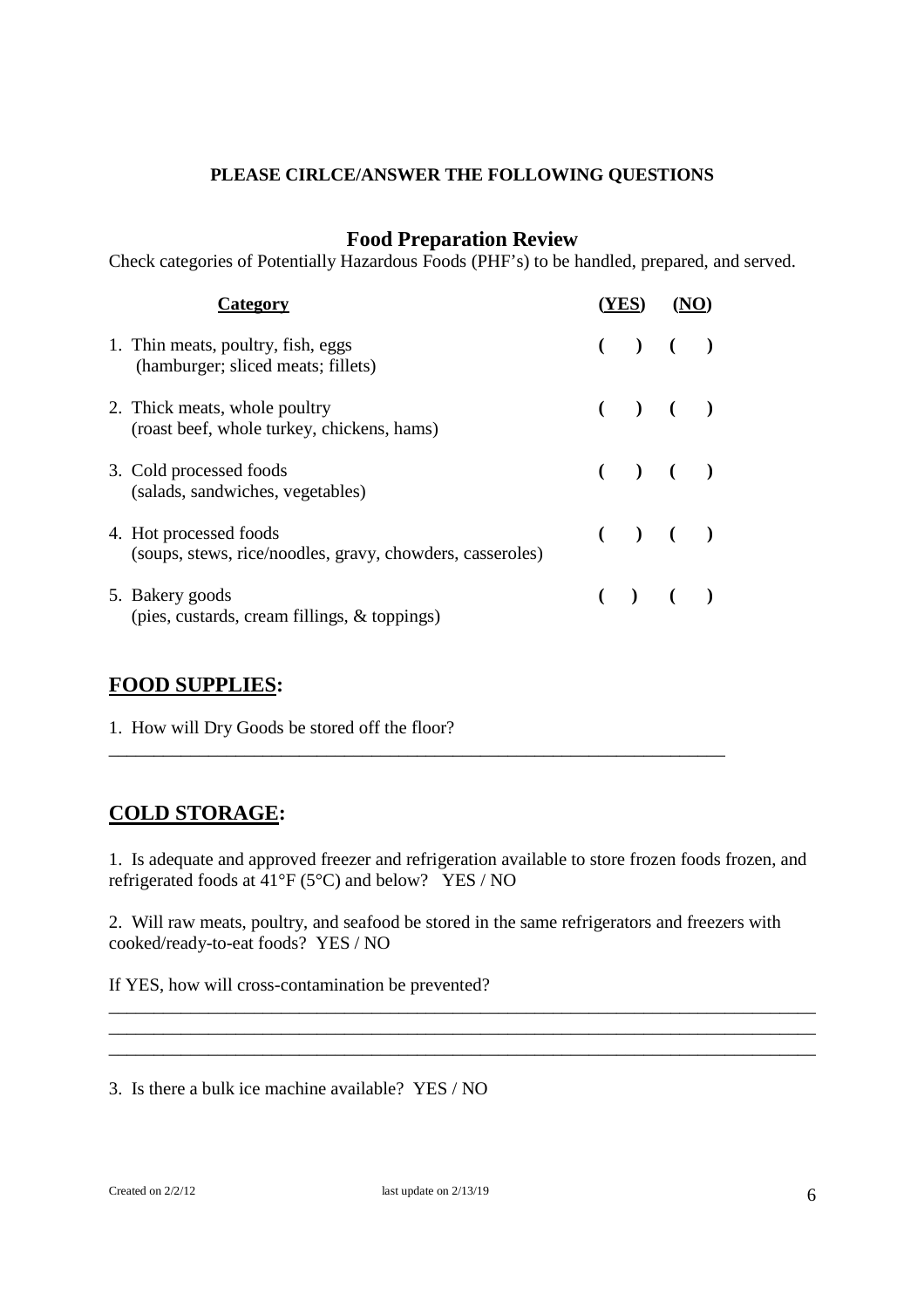**PLEASE CIRLCE/ANSWER THE FOLLOWING QUESTIONS**

## Food Preparation Review

Check categories of Potentially Hazardous Foods (PHF's) to be handled, prepared, and served.

| Category | (YES) | (NO) |
|---|---|---|
| 1. Thin meats, poultry, fish, eggs (hamburger; sliced meats; fillets) | (   ) | (   ) |
| 2. Thick meats, whole poultry (roast beef, whole turkey, chickens, hams) | (   ) | (   ) |
| 3. Cold processed foods (salads, sandwiches, vegetables) | (   ) | (   ) |
| 4. Hot processed foods (soups, stews, rice/noodles, gravy, chowders, casseroles) | (   ) | (   ) |
| 5. Bakery goods (pies, custards, cream fillings, & toppings) | (   ) | (   ) |

## FOOD SUPPLIES:

1. How will Dry Goods be stored off the floor?

_____________________________________________________________________

## COLD STORAGE:

1. Is adequate and approved freezer and refrigeration available to store frozen foods frozen, and refrigerated foods at 41°F (5°C) and below? YES / NO

2. Will raw meats, poultry, and seafood be stored in the same refrigerators and freezers with cooked/ready-to-eat foods? YES / NO

If YES, how will cross-contamination be prevented?

_____________________________________________________________________

_____________________________________________________________________

_____________________________________________________________________

3. Is there a bulk ice machine available? YES / NO

Created on 2/2/12 last update on 2/13/19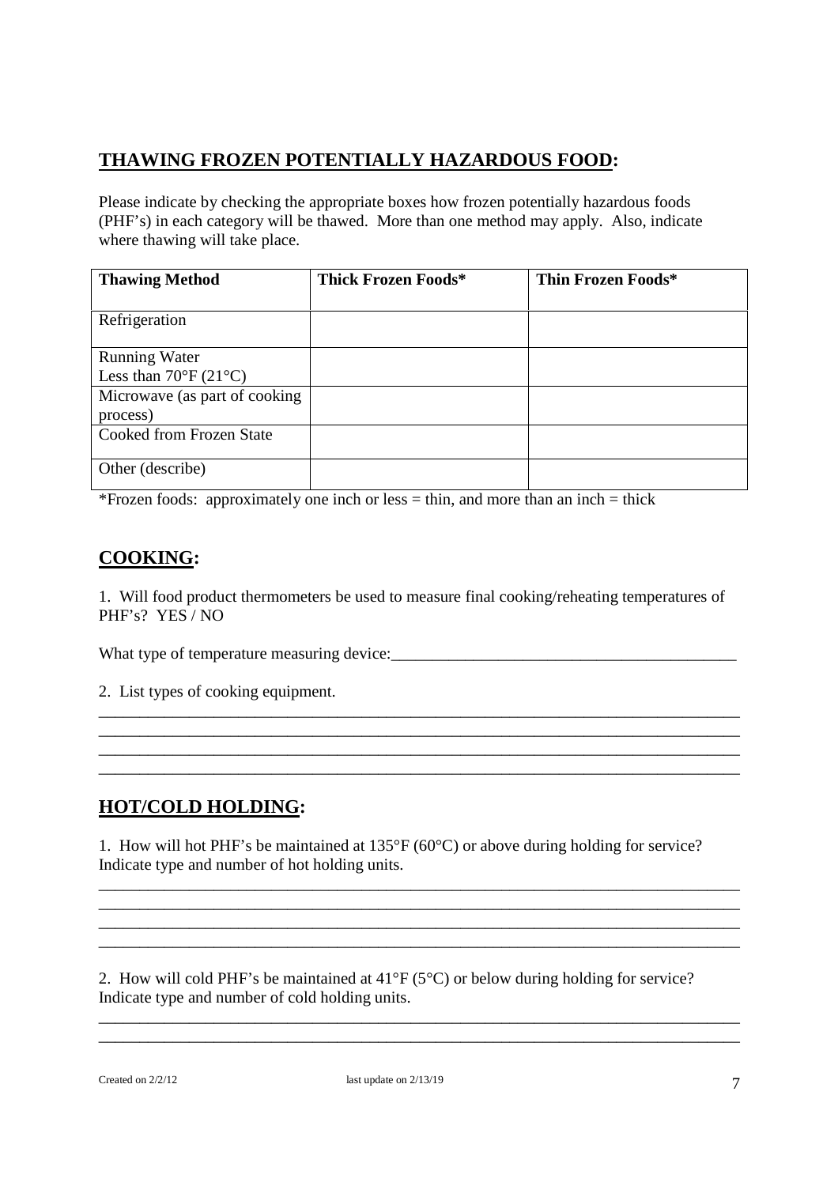## **THAWING FROZEN POTENTIALLY HAZARDOUS FOOD:**

Please indicate by checking the appropriate boxes how frozen potentially hazardous foods (PHF's) in each category will be thawed. More than one method may apply. Also, indicate where thawing will take place.

| Thawing Method | Thick Frozen Foods* | Thin Frozen Foods* |
|---|---|---|
| Refrigeration | | |
| Running Water Less than 70°F (21°C) | | |
| Microwave (as part of cooking process) | | |
| Cooked from Frozen State | | |
| Other (describe) | | |

*Frozen foods: approximately one inch or less = thin, and more than an inch = thick

## **COOKING:**

1. Will food product thermometers be used to measure final cooking/reheating temperatures of PHF's? YES / NO

What type of temperature measuring device:_________________________________________

2. List types of cooking equipment.

_______________________________________________________________________________
_______________________________________________________________________________
_______________________________________________________________________________
_______________________________________________________________________________

## **HOT/COLD HOLDING:**

1. How will hot PHF's be maintained at 135°F (60°C) or above during holding for service? Indicate type and number of hot holding units.

_______________________________________________________________________________
_______________________________________________________________________________
_______________________________________________________________________________
_______________________________________________________________________________

2. How will cold PHF's be maintained at 41°F (5°C) or below during holding for service? Indicate type and number of cold holding units.

_______________________________________________________________________________
_______________________________________________________________________________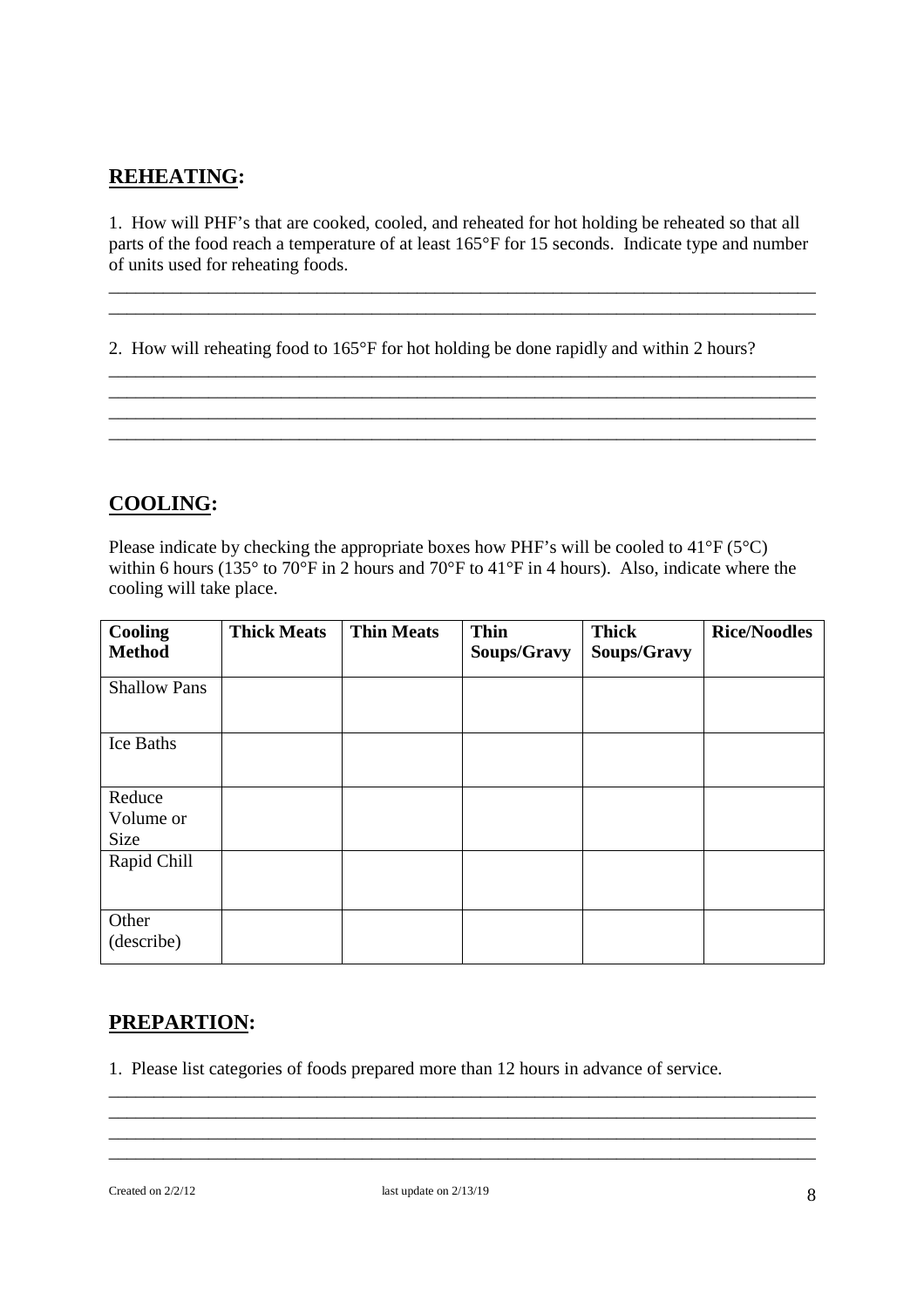## **REHEATING:**

1. How will PHF's that are cooked, cooled, and reheated for hot holding be reheated so that all parts of the food reach a temperature of at least 165°F for 15 seconds. Indicate type and number of units used for reheating foods.

\_\_\_\_\_\_\_\_\_\_\_\_\_\_\_\_\_\_\_\_\_\_\_\_\_\_\_\_\_\_\_\_\_\_\_\_\_\_\_\_\_\_\_\_\_\_\_\_\_\_\_\_\_\_\_\_\_\_\_\_\_\_\_\_\_\_\_\_\_\_\_\_\_\_\_\_\_\_
\_\_\_\_\_\_\_\_\_\_\_\_\_\_\_\_\_\_\_\_\_\_\_\_\_\_\_\_\_\_\_\_\_\_\_\_\_\_\_\_\_\_\_\_\_\_\_\_\_\_\_\_\_\_\_\_\_\_\_\_\_\_\_\_\_\_\_\_\_\_\_\_\_\_\_\_\_\_

2. How will reheating food to 165°F for hot holding be done rapidly and within 2 hours?

\_\_\_\_\_\_\_\_\_\_\_\_\_\_\_\_\_\_\_\_\_\_\_\_\_\_\_\_\_\_\_\_\_\_\_\_\_\_\_\_\_\_\_\_\_\_\_\_\_\_\_\_\_\_\_\_\_\_\_\_\_\_\_\_\_\_\_\_\_\_\_\_\_\_\_\_\_\_
\_\_\_\_\_\_\_\_\_\_\_\_\_\_\_\_\_\_\_\_\_\_\_\_\_\_\_\_\_\_\_\_\_\_\_\_\_\_\_\_\_\_\_\_\_\_\_\_\_\_\_\_\_\_\_\_\_\_\_\_\_\_\_\_\_\_\_\_\_\_\_\_\_\_\_\_\_\_
\_\_\_\_\_\_\_\_\_\_\_\_\_\_\_\_\_\_\_\_\_\_\_\_\_\_\_\_\_\_\_\_\_\_\_\_\_\_\_\_\_\_\_\_\_\_\_\_\_\_\_\_\_\_\_\_\_\_\_\_\_\_\_\_\_\_\_\_\_\_\_\_\_\_\_\_\_\_
\_\_\_\_\_\_\_\_\_\_\_\_\_\_\_\_\_\_\_\_\_\_\_\_\_\_\_\_\_\_\_\_\_\_\_\_\_\_\_\_\_\_\_\_\_\_\_\_\_\_\_\_\_\_\_\_\_\_\_\_\_\_\_\_\_\_\_\_\_\_\_\_\_\_\_\_\_\_

## **COOLING:**

Please indicate by checking the appropriate boxes how PHF's will be cooled to 41°F (5°C) within 6 hours (135° to 70°F in 2 hours and 70°F to 41°F in 4 hours). Also, indicate where the cooling will take place.

| **Cooling Method** | **Thick Meats** | **Thin Meats** | **Thin Soups/Gravy** | **Thick Soups/Gravy** | **Rice/Noodles** |
|---|---|---|---|---|---|
| Shallow Pans | | | | | |
| Ice Baths | | | | | |
| Reduce Volume or Size | | | | | |
| Rapid Chill | | | | | |
| Other (describe) | | | | | |

## **PREPARTION:**

1. Please list categories of foods prepared more than 12 hours in advance of service.

\_\_\_\_\_\_\_\_\_\_\_\_\_\_\_\_\_\_\_\_\_\_\_\_\_\_\_\_\_\_\_\_\_\_\_\_\_\_\_\_\_\_\_\_\_\_\_\_\_\_\_\_\_\_\_\_\_\_\_\_\_\_\_\_\_\_\_\_\_\_\_\_\_\_\_\_\_\_
\_\_\_\_\_\_\_\_\_\_\_\_\_\_\_\_\_\_\_\_\_\_\_\_\_\_\_\_\_\_\_\_\_\_\_\_\_\_\_\_\_\_\_\_\_\_\_\_\_\_\_\_\_\_\_\_\_\_\_\_\_\_\_\_\_\_\_\_\_\_\_\_\_\_\_\_\_\_
\_\_\_\_\_\_\_\_\_\_\_\_\_\_\_\_\_\_\_\_\_\_\_\_\_\_\_\_\_\_\_\_\_\_\_\_\_\_\_\_\_\_\_\_\_\_\_\_\_\_\_\_\_\_\_\_\_\_\_\_\_\_\_\_\_\_\_\_\_\_\_\_\_\_\_\_\_\_
\_\_\_\_\_\_\_\_\_\_\_\_\_\_\_\_\_\_\_\_\_\_\_\_\_\_\_\_\_\_\_\_\_\_\_\_\_\_\_\_\_\_\_\_\_\_\_\_\_\_\_\_\_\_\_\_\_\_\_\_\_\_\_\_\_\_\_\_\_\_\_\_\_\_\_\_\_\_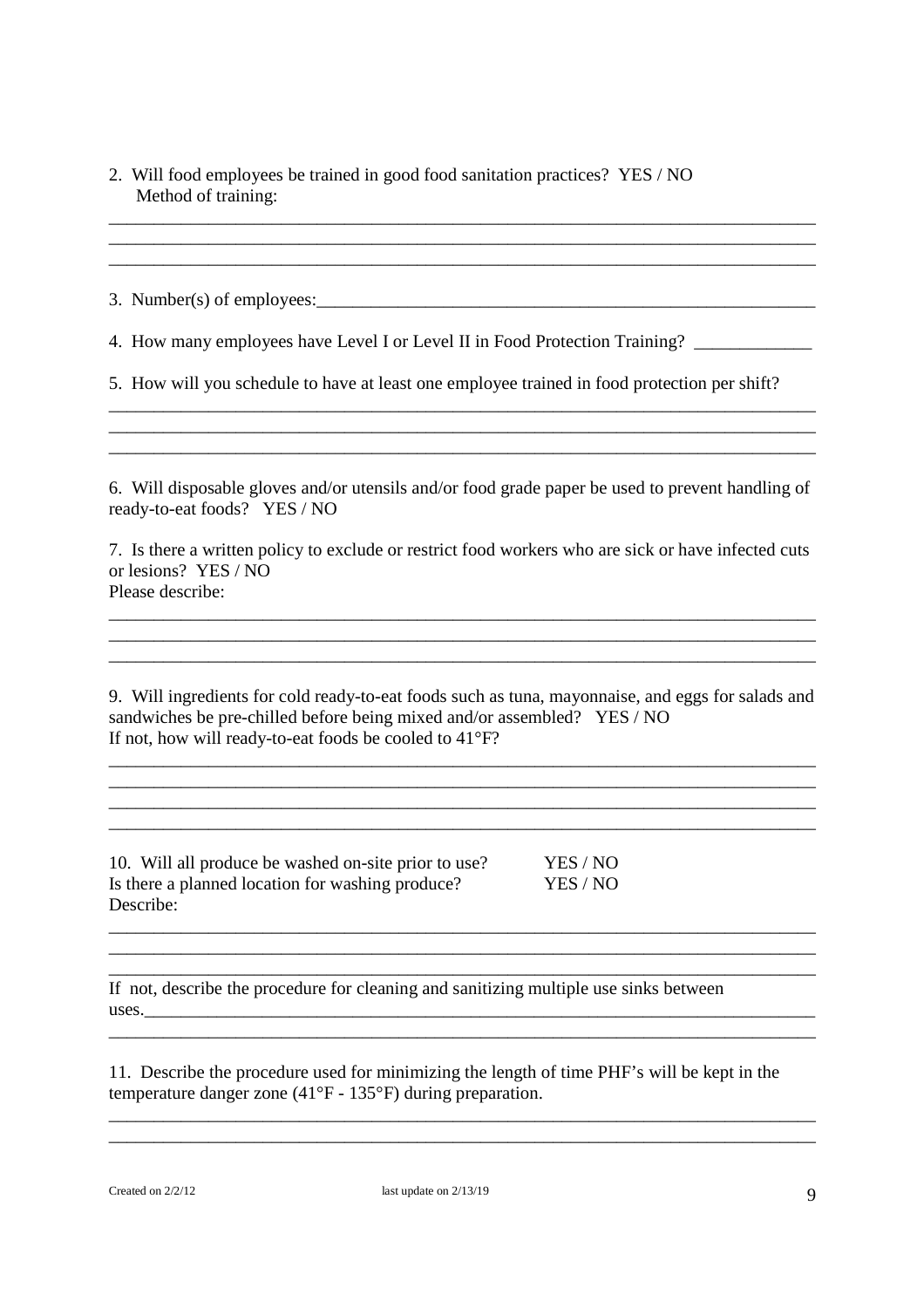2. Will food employees be trained in good food sanitation practices? YES / NO
   Method of training:

________________________________________________________________________________
________________________________________________________________________________
________________________________________________________________________________

3. Number(s) of employees:_________________________________________________________

4. How many employees have Level I or Level II in Food Protection Training? _____________

5. How will you schedule to have at least one employee trained in food protection per shift?

________________________________________________________________________________
________________________________________________________________________________
________________________________________________________________________________

6. Will disposable gloves and/or utensils and/or food grade paper be used to prevent handling of ready-to-eat foods? YES / NO

7. Is there a written policy to exclude or restrict food workers who are sick or have infected cuts or lesions? YES / NO
Please describe:

________________________________________________________________________________
________________________________________________________________________________
________________________________________________________________________________

9. Will ingredients for cold ready-to-eat foods such as tuna, mayonnaise, and eggs for salads and sandwiches be pre-chilled before being mixed and/or assembled? YES / NO
If not, how will ready-to-eat foods be cooled to 41°F?

________________________________________________________________________________
________________________________________________________________________________
________________________________________________________________________________
________________________________________________________________________________

10. Will all produce be washed on-site prior to use? YES / NO
Is there a planned location for washing produce? YES / NO
Describe:

________________________________________________________________________________
________________________________________________________________________________
________________________________________________________________________________

If not, describe the procedure for cleaning and sanitizing multiple use sinks between uses.____________________________________________________________________________
________________________________________________________________________________

11. Describe the procedure used for minimizing the length of time PHF's will be kept in the temperature danger zone (41°F - 135°F) during preparation.

________________________________________________________________________________
________________________________________________________________________________

Created on 2/2/12 last update on 2/13/19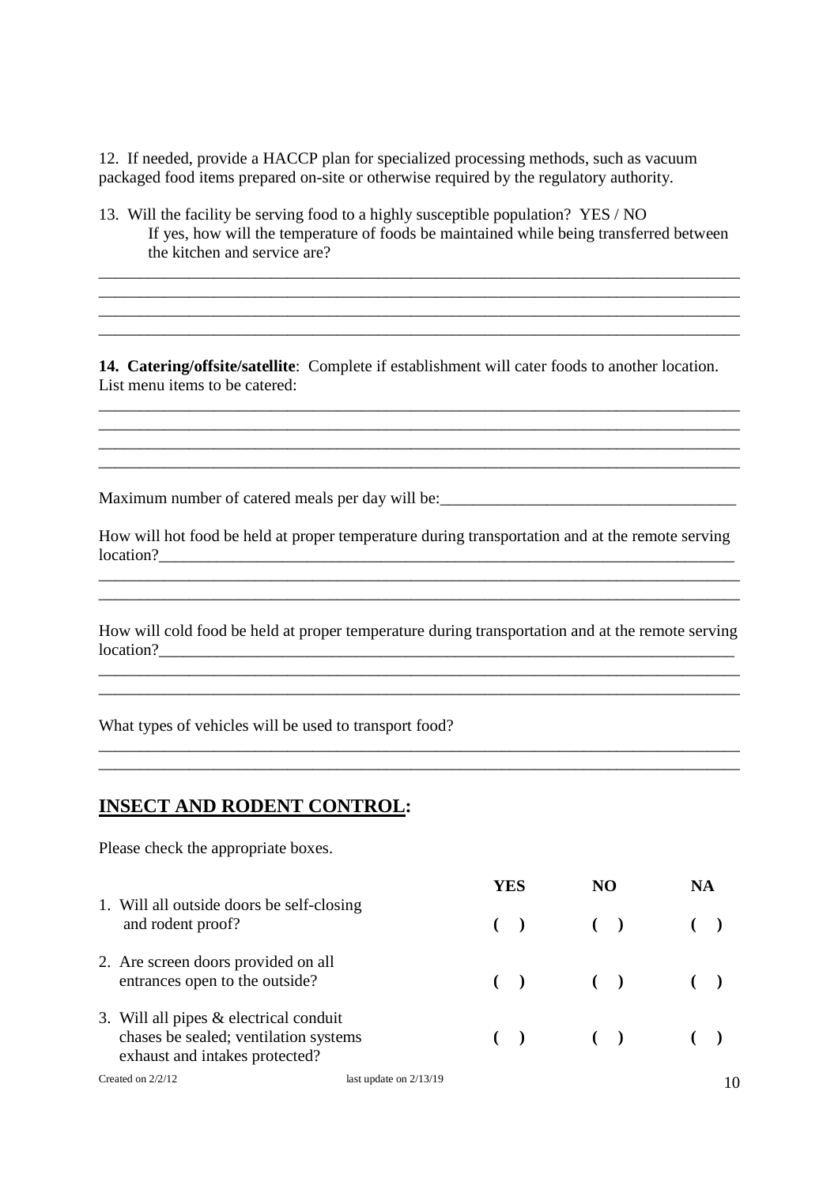12. If needed, provide a HACCP plan for specialized processing methods, such as vacuum packaged food items prepared on-site or otherwise required by the regulatory authority.

13. Will the facility be serving food to a highly susceptible population? YES / NO
    If yes, how will the temperature of foods be maintained while being transferred between the kitchen and service are?

_______________________________________________________________________________
_______________________________________________________________________________
_______________________________________________________________________________
_______________________________________________________________________________

**14. Catering/offsite/satellite**: Complete if establishment will cater foods to another location. List menu items to be catered:

_______________________________________________________________________________
_______________________________________________________________________________
_______________________________________________________________________________
_______________________________________________________________________________

Maximum number of catered meals per day will be:___________________________________

How will hot food be held at proper temperature during transportation and at the remote serving location?_______________________________________________________________________
_______________________________________________________________________________
_______________________________________________________________________________

How will cold food be held at proper temperature during transportation and at the remote serving location?_______________________________________________________________________
_______________________________________________________________________________
_______________________________________________________________________________

What types of vehicles will be used to transport food?

_______________________________________________________________________________
_______________________________________________________________________________

## INSECT AND RODENT CONTROL:

Please check the appropriate boxes.

| | YES | NO | NA |
|---|---|---|---|
| 1. Will all outside doors be self-closing and rodent proof? | ( ) | ( ) | ( ) |
| 2. Are screen doors provided on all entrances open to the outside? | ( ) | ( ) | ( ) |
| 3. Will all pipes & electrical conduit chases be sealed; ventilation systems exhaust and intakes protected? | ( ) | ( ) | ( ) |

Created on 2/2/12 last update on 2/13/19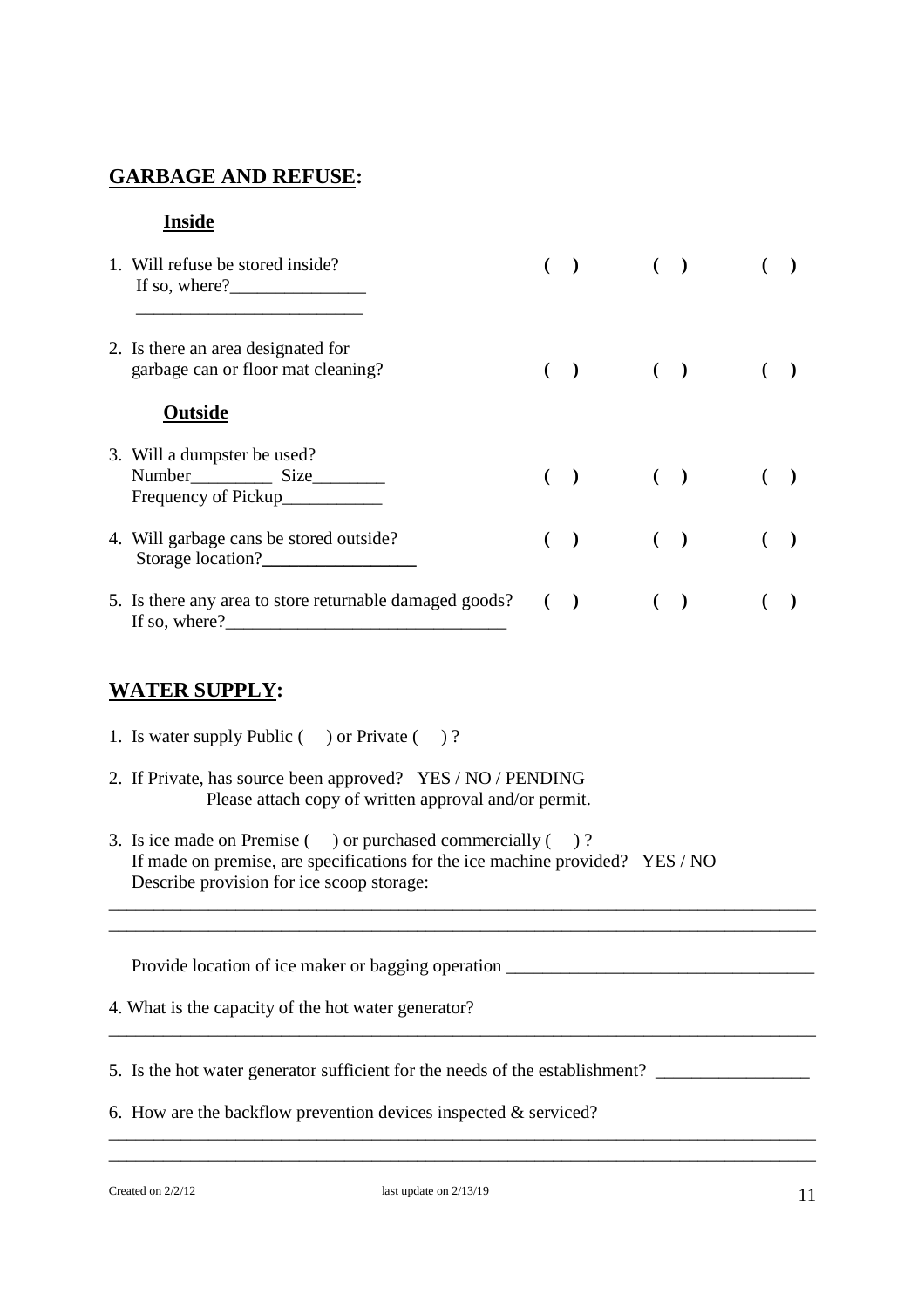## GARBAGE AND REFUSE:

### Inside

| | | | |
|---|---|---|---|
| 1. Will refuse be stored inside? If so, where?_______________ _________________________ | ( ) | ( ) | ( ) |
| 2. Is there an area designated for garbage can or floor mat cleaning? | ( ) | ( ) | ( ) |

### Outside

| | | | |
|---|---|---|---|
| 3. Will a dumpster be used? Number_________ Size________ Frequency of Pickup___________ | ( ) | ( ) | ( ) |
| 4. Will garbage cans be stored outside? Storage location?_________________ | ( ) | ( ) | ( ) |
| 5. Is there any area to store returnable damaged goods? If so, where?_______________________________ | ( ) | ( ) | ( ) |

## WATER SUPPLY:

1. Is water supply Public ( ) or Private ( ) ?

2. If Private, has source been approved? YES / NO / PENDING
   Please attach copy of written approval and/or permit.

3. Is ice made on Premise ( ) or purchased commercially ( ) ?
   If made on premise, are specifications for the ice machine provided? YES / NO
   Describe provision for ice scoop storage:

______________________________________________________________________________
______________________________________________________________________________

   Provide location of ice maker or bagging operation _________________________________

4. What is the capacity of the hot water generator?

______________________________________________________________________________

5. Is the hot water generator sufficient for the needs of the establishment? _________________

6. How are the backflow prevention devices inspected & serviced?

______________________________________________________________________________
______________________________________________________________________________

Created on 2/2/12 last update on 2/13/19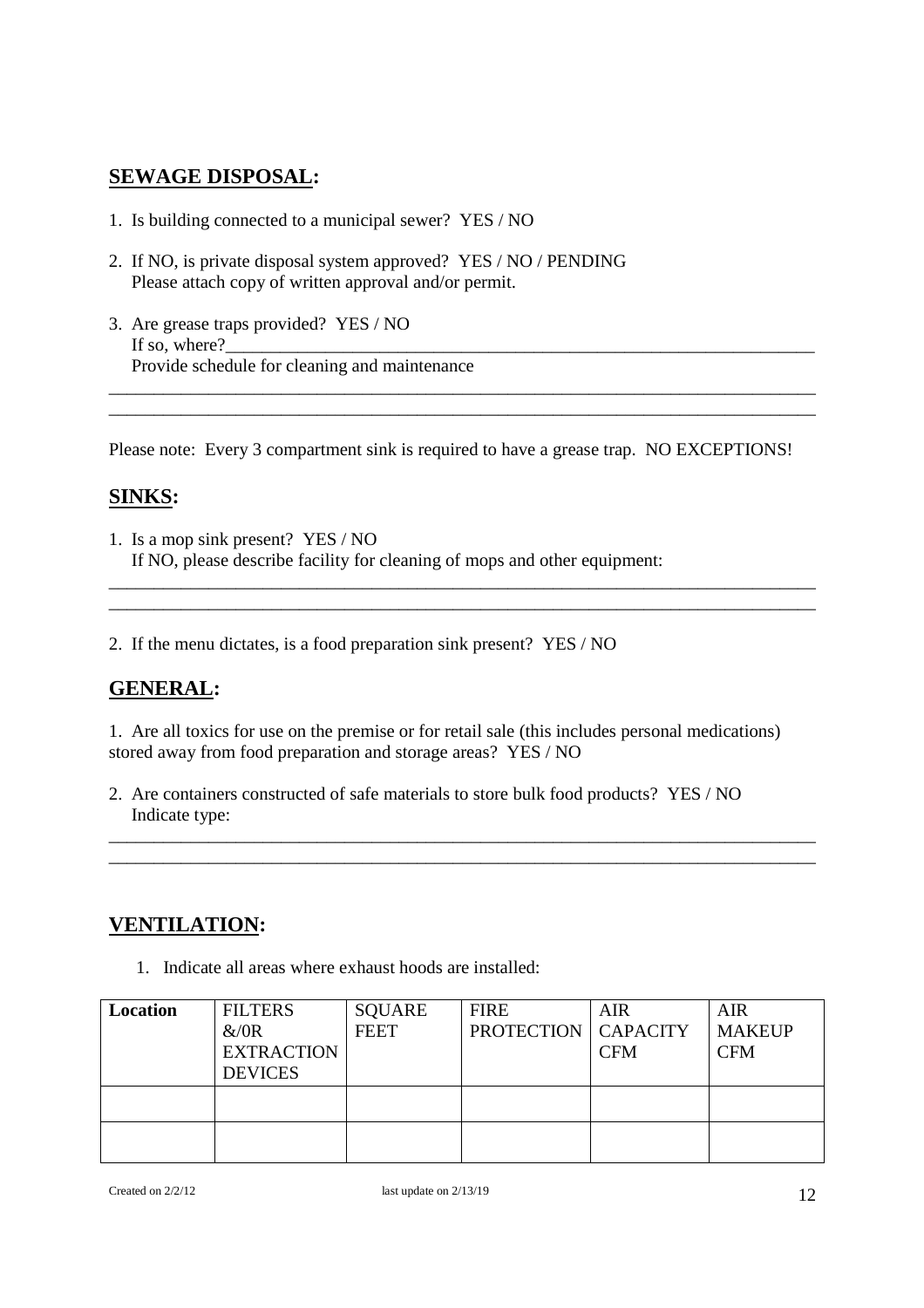## **SEWAGE DISPOSAL:**

1. Is building connected to a municipal sewer? YES / NO

2. If NO, is private disposal system approved? YES / NO / PENDING
   Please attach copy of written approval and/or permit.

3. Are grease traps provided? YES / NO
   If so, where?______________________________________________________________________
   Provide schedule for cleaning and maintenance

_______________________________________________________________________________
_______________________________________________________________________________

Please note: Every 3 compartment sink is required to have a grease trap. NO EXCEPTIONS!

## **SINKS:**

1. Is a mop sink present? YES / NO
   If NO, please describe facility for cleaning of mops and other equipment:

_______________________________________________________________________________
_______________________________________________________________________________

2. If the menu dictates, is a food preparation sink present? YES / NO

## **GENERAL:**

1. Are all toxics for use on the premise or for retail sale (this includes personal medications) stored away from food preparation and storage areas? YES / NO

2. Are containers constructed of safe materials to store bulk food products? YES / NO
   Indicate type:

_______________________________________________________________________________
_______________________________________________________________________________

## **VENTILATION:**

1. Indicate all areas where exhaust hoods are installed:

| **Location** | FILTERS &/0R EXTRACTION DEVICES | SQUARE FEET | FIRE PROTECTION | AIR CAPACITY CFM | AIR MAKEUP CFM |
|---|---|---|---|---|---|
| | | | | | |
| | | | | | |

Created on 2/2/12 last update on 2/13/19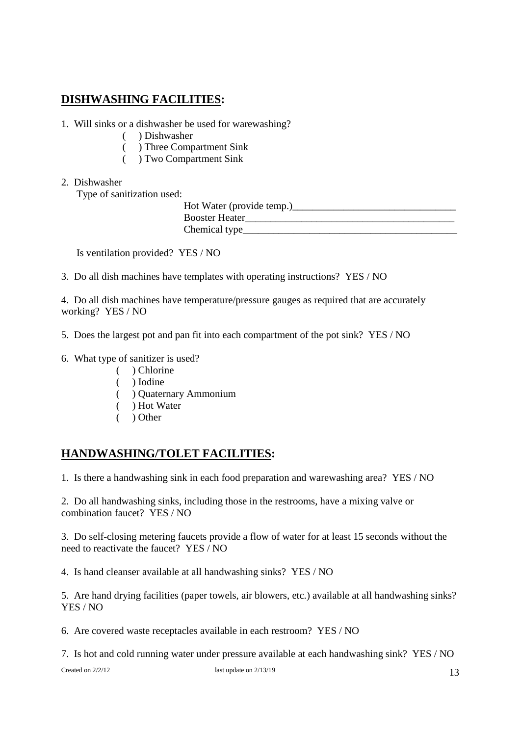## **DISHWASHING FACILITIES:**

1. Will sinks or a dishwasher be used for warewashing?
   - ( ) Dishwasher
   - ( ) Three Compartment Sink
   - ( ) Two Compartment Sink

2. Dishwasher
   Type of sanitization used:
   - Hot Water (provide temp.)________________________________
   - Booster Heater_________________________________________
   - Chemical type___________________________________________

   Is ventilation provided? YES / NO

3. Do all dish machines have templates with operating instructions? YES / NO

4. Do all dish machines have temperature/pressure gauges as required that are accurately working? YES / NO

5. Does the largest pot and pan fit into each compartment of the pot sink? YES / NO

6. What type of sanitizer is used?
   - ( ) Chlorine
   - ( ) Iodine
   - ( ) Quaternary Ammonium
   - ( ) Hot Water
   - ( ) Other

## **HANDWASHING/TOLET FACILITIES:**

1. Is there a handwashing sink in each food preparation and warewashing area? YES / NO

2. Do all handwashing sinks, including those in the restrooms, have a mixing valve or combination faucet? YES / NO

3. Do self-closing metering faucets provide a flow of water for at least 15 seconds without the need to reactivate the faucet? YES / NO

4. Is hand cleanser available at all handwashing sinks? YES / NO

5. Are hand drying facilities (paper towels, air blowers, etc.) available at all handwashing sinks? YES / NO

6. Are covered waste receptacles available in each restroom? YES / NO

7. Is hot and cold running water under pressure available at each handwashing sink? YES / NO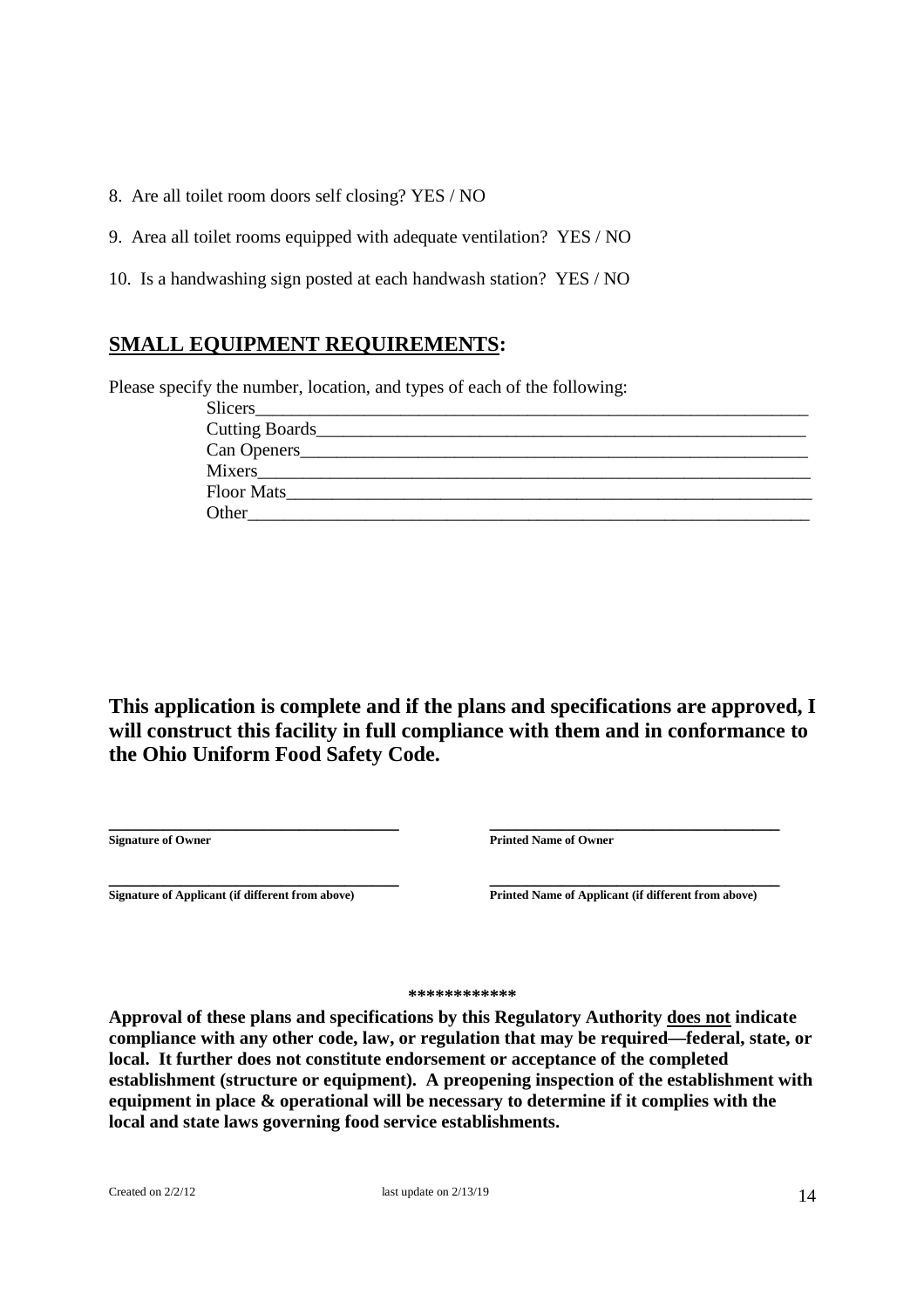8. Are all toilet room doors self closing? YES / NO

9. Area all toilet rooms equipped with adequate ventilation? YES / NO

10. Is a handwashing sign posted at each handwash station? YES / NO

## SMALL EQUIPMENT REQUIREMENTS:

Please specify the number, location, and types of each of the following:

Slicers_______________________________________________________________

Cutting Boards_________________________________________________________

Can Openers___________________________________________________________

Mixers________________________________________________________________

Floor Mats_____________________________________________________________

Other_________________________________________________________________

**This application is complete and if the plans and specifications are approved, I will construct this facility in full compliance with them and in conformance to the Ohio Uniform Food Safety Code.**

| ___________________________________ | ___________________________________ |
|---|---|
| **Signature of Owner** | **Printed Name of Owner** |
| ___________________________________ | ___________________________________ |
| **Signature of Applicant (if different from above)** | **Printed Name of Applicant (if different from above)** |

************

**Approval of these plans and specifications by this Regulatory Authority <u>does not</u> indicate compliance with any other code, law, or regulation that may be required—federal, state, or local. It further does not constitute endorsement or acceptance of the completed establishment (structure or equipment). A preopening inspection of the establishment with equipment in place & operational will be necessary to determine if it complies with the local and state laws governing food service establishments.**

Created on 2/2/12 last update on 2/13/19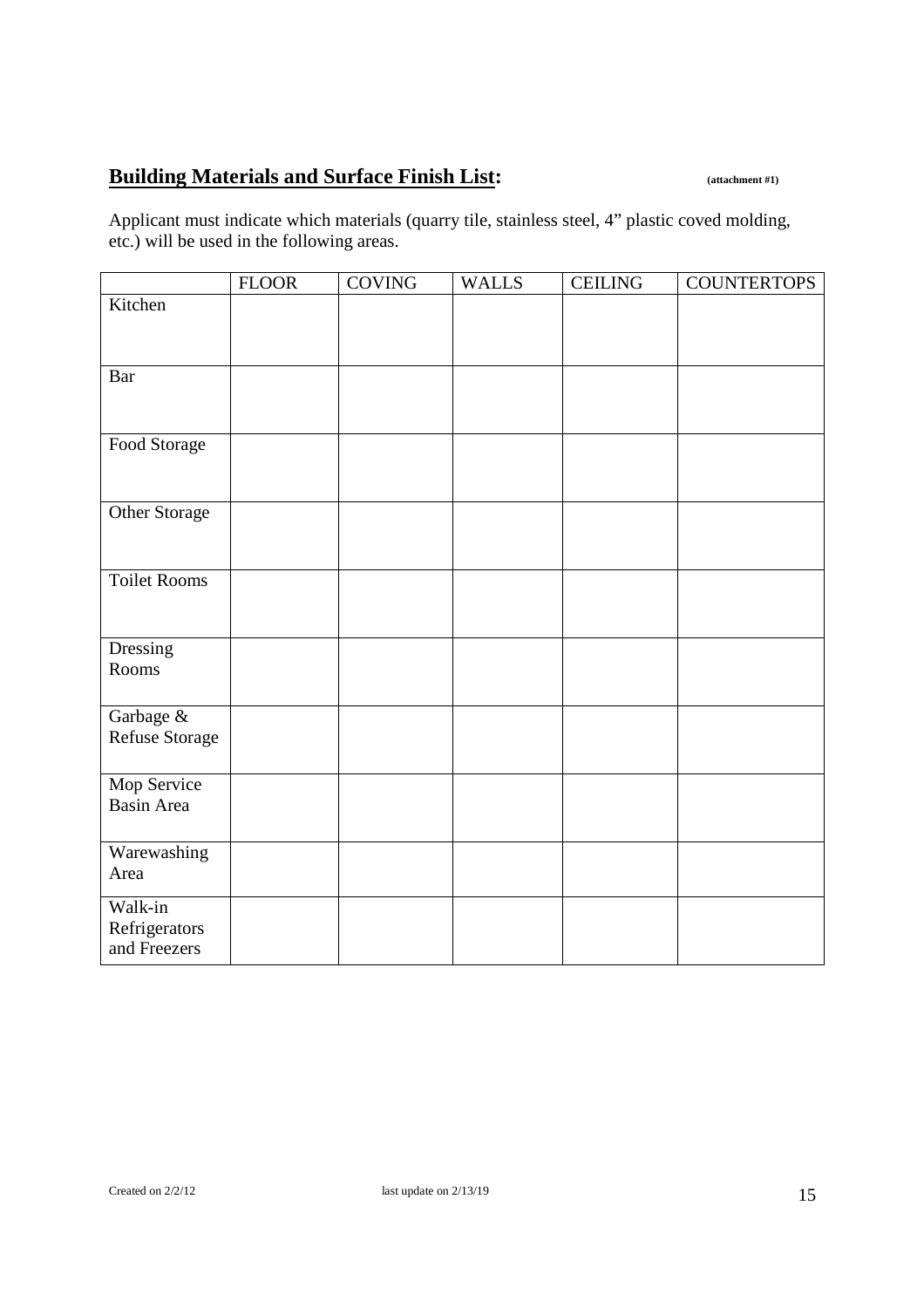## **Building Materials and Surface Finish List:** (attachment #1)

Applicant must indicate which materials (quarry tile, stainless steel, 4" plastic coved molding, etc.) will be used in the following areas.

| | FLOOR | COVING | WALLS | CEILING | COUNTERTOPS |
|---|---|---|---|---|---|
| Kitchen | | | | | |
| Bar | | | | | |
| Food Storage | | | | | |
| Other Storage | | | | | |
| Toilet Rooms | | | | | |
| Dressing Rooms | | | | | |
| Garbage & Refuse Storage | | | | | |
| Mop Service Basin Area | | | | | |
| Warewashing Area | | | | | |
| Walk-in Refrigerators and Freezers | | | | | |

Created on 2/2/12 last update on 2/13/19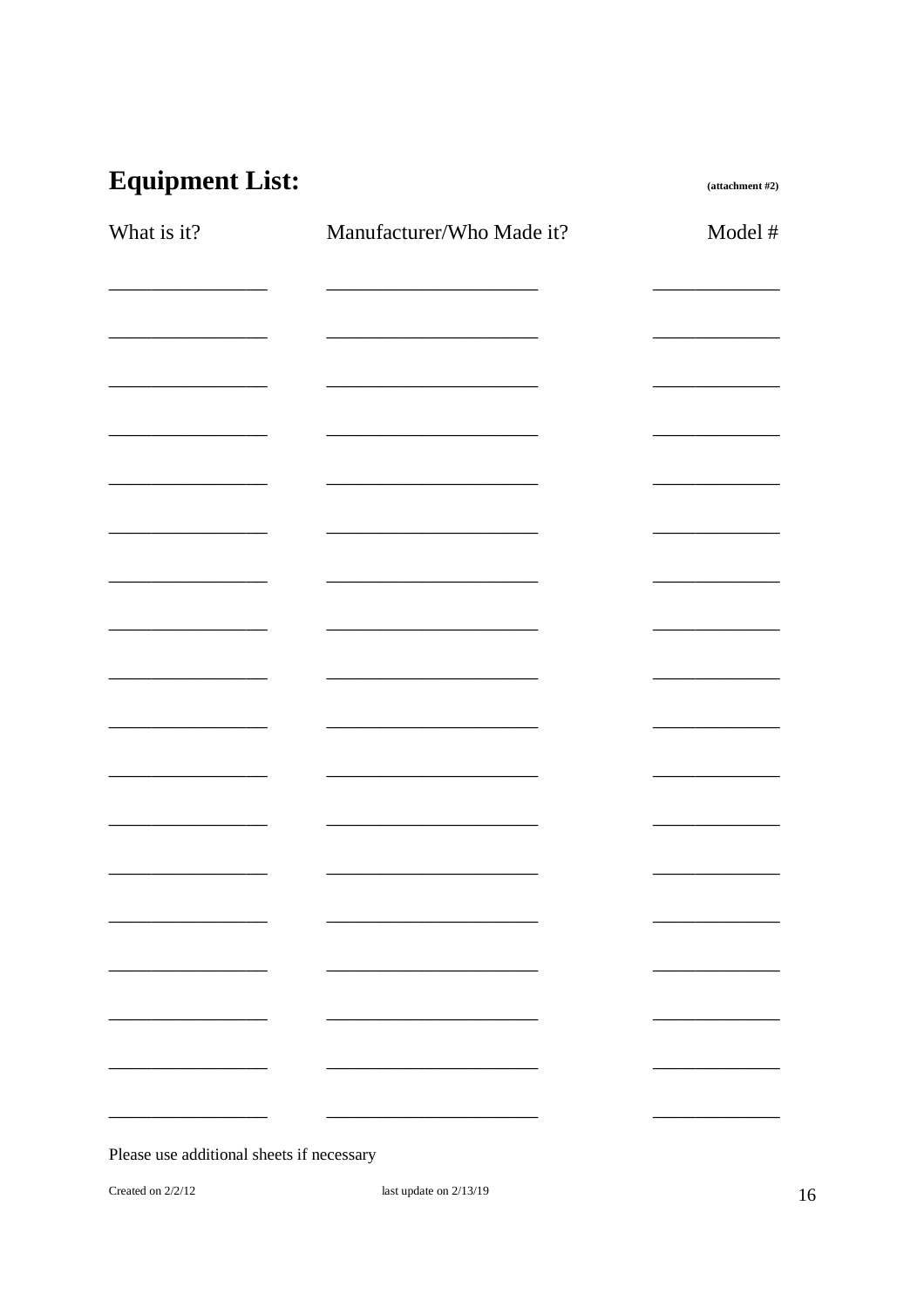# Equipment List:

(attachment #2)

| What is it? | Manufacturer/Who Made it? | Model # |
|---|---|---|
| | | |
| | | |
| | | |
| | | |
| | | |
| | | |
| | | |
| | | |
| | | |
| | | |
| | | |
| | | |
| | | |
| | | |
| | | |
| | | |
| | | |
| | | |

Please use additional sheets if necessary

Created on 2/2/12 last update on 2/13/19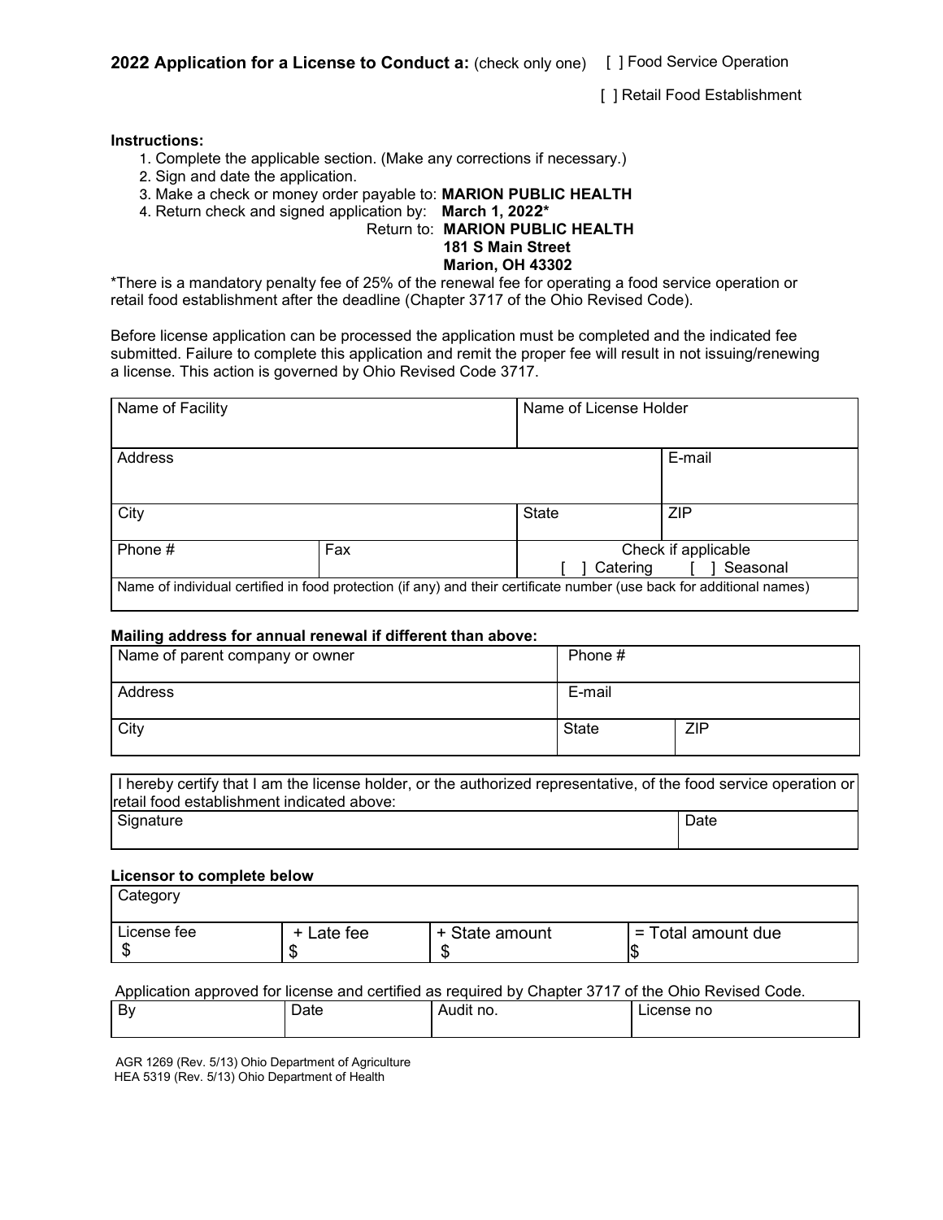**2022 Application for a License to Conduct a:** (check only one) [ ] Food Service Operation

[ ] Retail Food Establishment

**Instructions:**

1. Complete the applicable section. (Make any corrections if necessary.)
2. Sign and date the application.
3. Make a check or money order payable to: **MARION PUBLIC HEALTH**
4. Return check and signed application by: **March 1, 2022***

Return to: **MARION PUBLIC HEALTH**
**181 S Main Street**
**Marion, OH 43302**

*There is a mandatory penalty fee of 25% of the renewal fee for operating a food service operation or retail food establishment after the deadline (Chapter 3717 of the Ohio Revised Code).

Before license application can be processed the application must be completed and the indicated fee submitted. Failure to complete this application and remit the proper fee will result in not issuing/renewing a license. This action is governed by Ohio Revised Code 3717.

| Name of Facility | | Name of License Holder | |
|---|---|---|---|
| Address | | | E-mail |
| City | | State | ZIP |
| Phone # | Fax | Check if applicable [ ] Catering [ ] Seasonal | |
| Name of individual certified in food protection (if any) and their certificate number (use back for additional names) | | | |

**Mailing address for annual renewal if different than above:**

| Name of parent company or owner | Phone # | |
|---|---|---|
| Address | E-mail | |
| City | State | ZIP |

| I hereby certify that I am the license holder, or the authorized representative, of the food service operation or retail food establishment indicated above: | |
|---|---|
| Signature | Date |

**Licensor to complete below**

| Category | | | |
|---|---|---|---|
| License fee $ | + Late fee $ | + State amount $ | = Total amount due $ |

Application approved for license and certified as required by Chapter 3717 of the Ohio Revised Code.

| By | Date | Audit no. | License no |
|---|---|---|---|
| | | | |

AGR 1269 (Rev. 5/13) Ohio Department of Agriculture
HEA 5319 (Rev. 5/13) Ohio Department of Health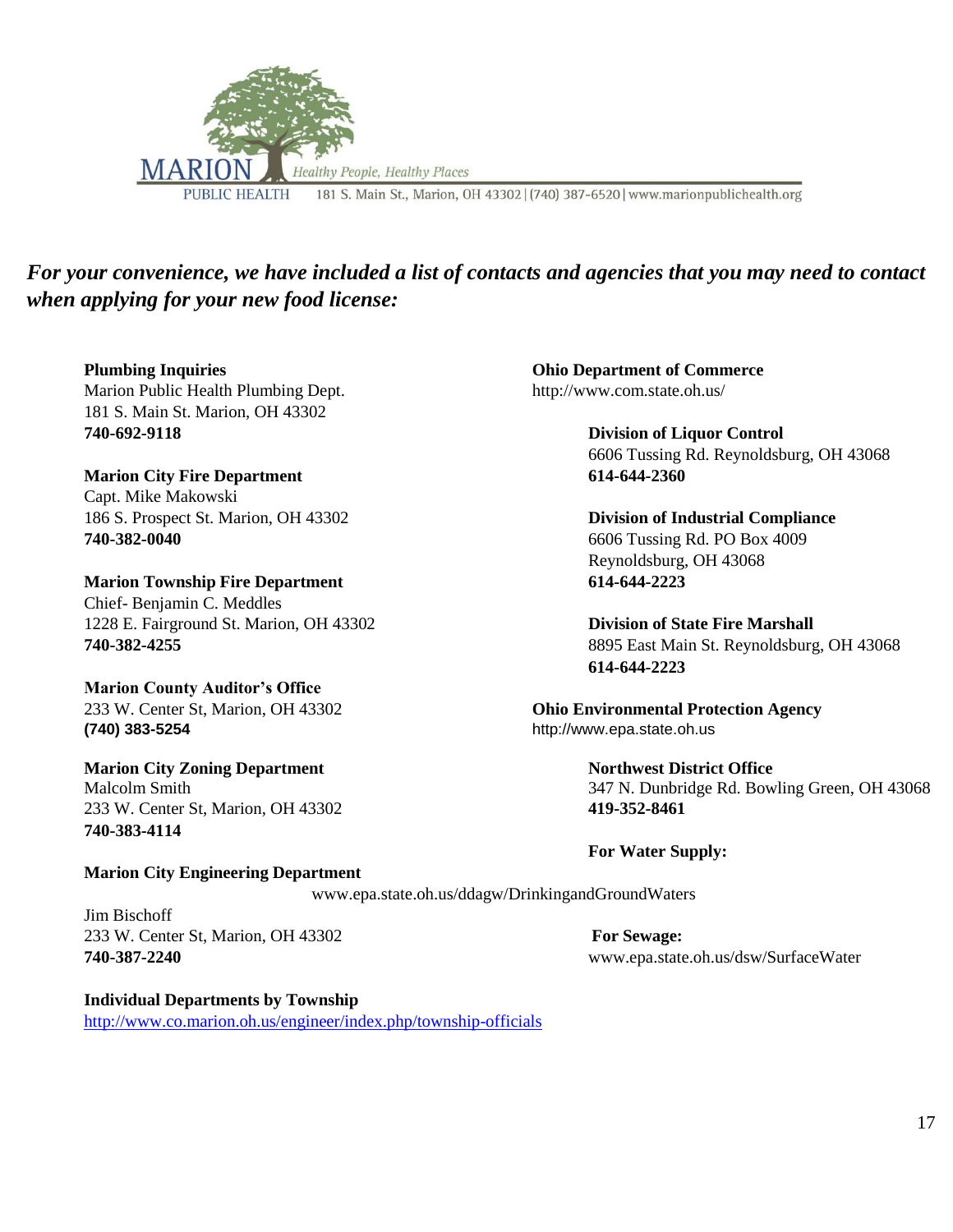MARION PUBLIC HEALTH — *Healthy People, Healthy Places*

181 S. Main St., Marion, OH 43302 | (740) 387-6520 | www.marionpublichealth.org

***For your convenience, we have included a list of contacts and agencies that you may need to contact when applying for your new food license:***

**Plumbing Inquiries**
Marion Public Health Plumbing Dept.
181 S. Main St. Marion, OH 43302
**740-692-9118**

**Marion City Fire Department**
Capt. Mike Makowski
186 S. Prospect St. Marion, OH 43302
**740-382-0040**

**Marion Township Fire Department**
Chief- Benjamin C. Meddles
1228 E. Fairground St. Marion, OH 43302
**740-382-4255**

**Marion County Auditor's Office**
233 W. Center St, Marion, OH 43302
**(740) 383-5254**

**Marion City Zoning Department**
Malcolm Smith
233 W. Center St, Marion, OH 43302
**740-383-4114**

**Marion City Engineering Department**
Jim Bischoff
233 W. Center St, Marion, OH 43302
**740-387-2240**

**Individual Departments by Township**
http://www.co.marion.oh.us/engineer/index.php/township-officials

**Ohio Department of Commerce**
http://www.com.state.oh.us/

**Division of Liquor Control**
6606 Tussing Rd. Reynoldsburg, OH 43068
**614-644-2360**

**Division of Industrial Compliance**
6606 Tussing Rd. PO Box 4009
Reynoldsburg, OH 43068
**614-644-2223**

**Division of State Fire Marshall**
8895 East Main St. Reynoldsburg, OH 43068
**614-644-2223**

**Ohio Environmental Protection Agency**
http://www.epa.state.oh.us

**Northwest District Office**
347 N. Dunbridge Rd. Bowling Green, OH 43068
**419-352-8461**

**For Water Supply:**
www.epa.state.oh.us/ddagw/DrinkingandGroundWaters

**For Sewage:**
www.epa.state.oh.us/dsw/SurfaceWater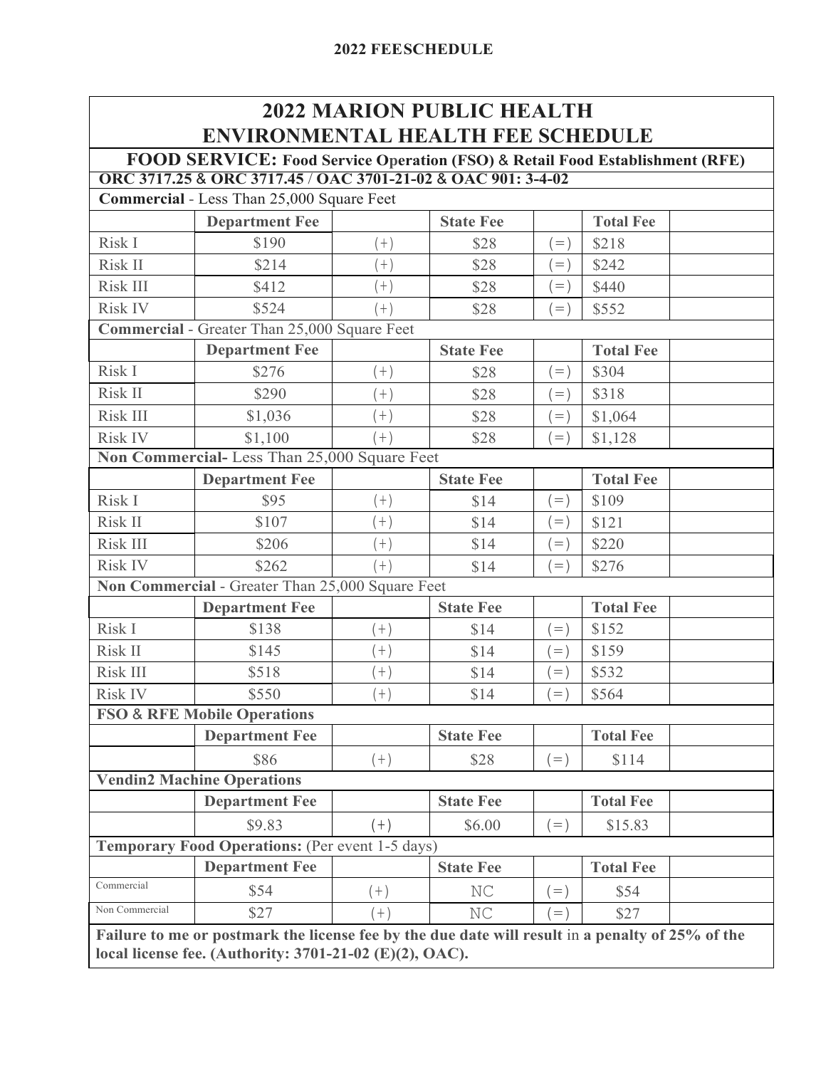## 2022 FEESCHEDULE

# 2022 MARION PUBLIC HEALTH ENVIRONMENTAL HEALTH FEE SCHEDULE

## FOOD SERVICE: Food Service Operation (FSO) & Retail Food Establishment (RFE)

**ORC 3717.25 & ORC 3717.45 / OAC 3701-21-02 & OAC 901: 3-4-02**

| | | | | | | |
|---|---|---|---|---|---|---|
| **Commercial** - Less Than 25,000 Square Feet | | | | | | |
| | **Department Fee** | | **State Fee** | | **Total Fee** | |
| Risk I | $190 | (+) | $28 | (=) | $218 | |
| Risk II | $214 | (+) | $28 | (=) | $242 | |
| Risk III | $412 | (+) | $28 | (=) | $440 | |
| Risk IV | $524 | (+) | $28 | (=) | $552 | |
| **Commercial** - Greater Than 25,000 Square Feet | | | | | | |
| | **Department Fee** | | **State Fee** | | **Total Fee** | |
| Risk I | $276 | (+) | $28 | (=) | $304 | |
| Risk II | $290 | (+) | $28 | (=) | $318 | |
| Risk III | $1,036 | (+) | $28 | (=) | $1,064 | |
| Risk IV | $1,100 | (+) | $28 | (=) | $1,128 | |
| **Non Commercial**- Less Than 25,000 Square Feet | | | | | | |
| | **Department Fee** | | **State Fee** | | **Total Fee** | |
| Risk I | $95 | (+) | $14 | (=) | $109 | |
| Risk II | $107 | (+) | $14 | (=) | $121 | |
| Risk III | $206 | (+) | $14 | (=) | $220 | |
| Risk IV | $262 | (+) | $14 | (=) | $276 | |
| **Non Commercial** - Greater Than 25,000 Square Feet | | | | | | |
| | **Department Fee** | | **State Fee** | | **Total Fee** | |
| Risk I | $138 | (+) | $14 | (=) | $152 | |
| Risk II | $145 | (+) | $14 | (=) | $159 | |
| Risk III | $518 | (+) | $14 | (=) | $532 | |
| Risk IV | $550 | (+) | $14 | (=) | $564 | |
| **FSO & RFE Mobile Operations** | | | | | | |
| | **Department Fee** | | **State Fee** | | **Total Fee** | |
| | $86 | (+) | $28 | (=) | $114 | |
| **Vendin2 Machine Operations** | | | | | | |
| | **Department Fee** | | **State Fee** | | **Total Fee** | |
| | $9.83 | (+) | $6.00 | (=) | $15.83 | |
| **Temporary Food Operations:** (Per event 1-5 days) | | | | | | |
| | **Department Fee** | | **State Fee** | | **Total Fee** | |
| Commercial | $54 | (+) | NC | (=) | $54 | |
| Non Commercial | $27 | (+) | NC | (=) | $27 | |

**Failure to me or postmark the license fee by the due date will result** in **a penalty of 25% of the local license fee. (Authority: 3701-21-02 (E)(2), OAC).**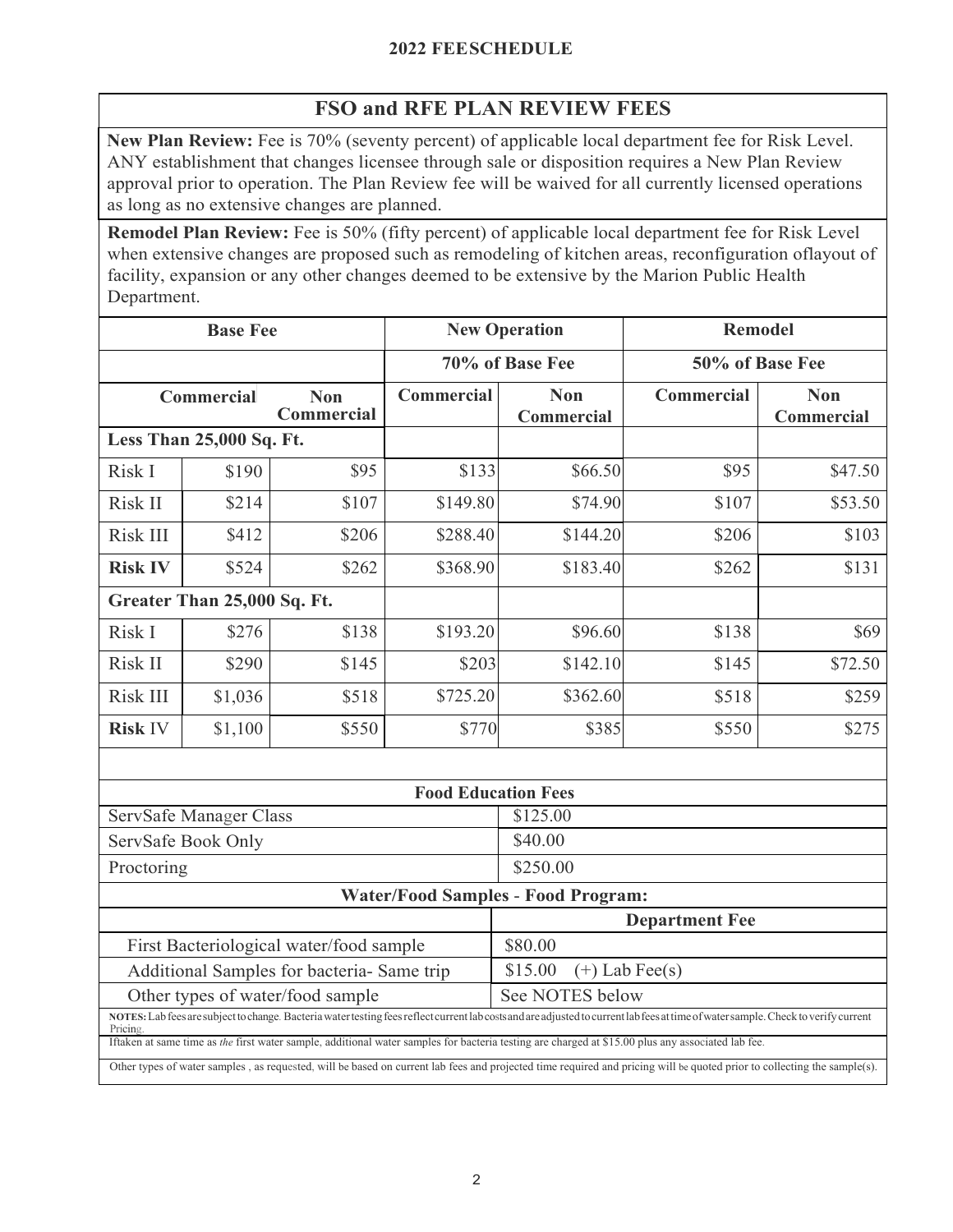## 2022 FEESCHEDULE

## FSO and RFE PLAN REVIEW FEES

**New Plan Review:** Fee is 70% (seventy percent) of applicable local department fee for Risk Level. ANY establishment that changes licensee through sale or disposition requires a New Plan Review approval prior to operation. The Plan Review fee will be waived for all currently licensed operations as long as no extensive changes are planned.

**Remodel Plan Review:** Fee is 50% (fifty percent) of applicable local department fee for Risk Level when extensive changes are proposed such as remodeling of kitchen areas, reconfiguration oflayout of facility, expansion or any other changes deemed to be extensive by the Marion Public Health Department.

| **Base Fee** | | | **New Operation** | | **Remodel** | |
|---|---|---|---|---|---|---|
| | | | **70% of Base Fee** | | **50% of Base Fee** | |
| | **Commercial** | **Non Commercial** | **Commercial** | **Non Commercial** | **Commercial** | **Non Commercial** |
| **Less Than 25,000 Sq. Ft.** | | | | | | |
| Risk I | $190 | $95 | $133 | $66.50 | $95 | $47.50 |
| Risk II | $214 | $107 | $149.80 | $74.90 | $107 | $53.50 |
| Risk III | $412 | $206 | $288.40 | $144.20 | $206 | $103 |
| **Risk IV** | $524 | $262 | $368.90 | $183.40 | $262 | $131 |
| **Greater Than 25,000 Sq. Ft.** | | | | | | |
| Risk I | $276 | $138 | $193.20 | $96.60 | $138 | $69 |
| Risk II | $290 | $145 | $203 | $142.10 | $145 | $72.50 |
| Risk III | $1,036 | $518 | $725.20 | $362.60 | $518 | $259 |
| **Risk** IV | $1,100 | $550 | $770 | $385 | $550 | $275 |

| **Food Education Fees** | |
|---|---|
| ServSafe Manager Class | $125.00 |
| ServSafe Book Only | $40.00 |
| Proctoring | $250.00 |

| **Water/Food Samples - Food Program:** | |
|---|---|
| | **Department Fee** |
| First Bacteriological water/food sample | $80.00 |
| Additional Samples for bacteria- Same trip | $15.00 (+) Lab Fee(s) |
| Other types of water/food sample | See NOTES below |

**NOTES:** Lab fees are subject to change. Bacteria water testing fees reflect current lab costs and are adjusted to current lab fees at time of water sample. Check to verify current Pricing.

Iftaken at same time as *the* first water sample, additional water samples for bacteria testing are charged at $15.00 plus any associated lab fee.

Other types of water samples , as requested, will be based on current lab fees and projected time required and pricing will be quoted prior to collecting the sample(s).